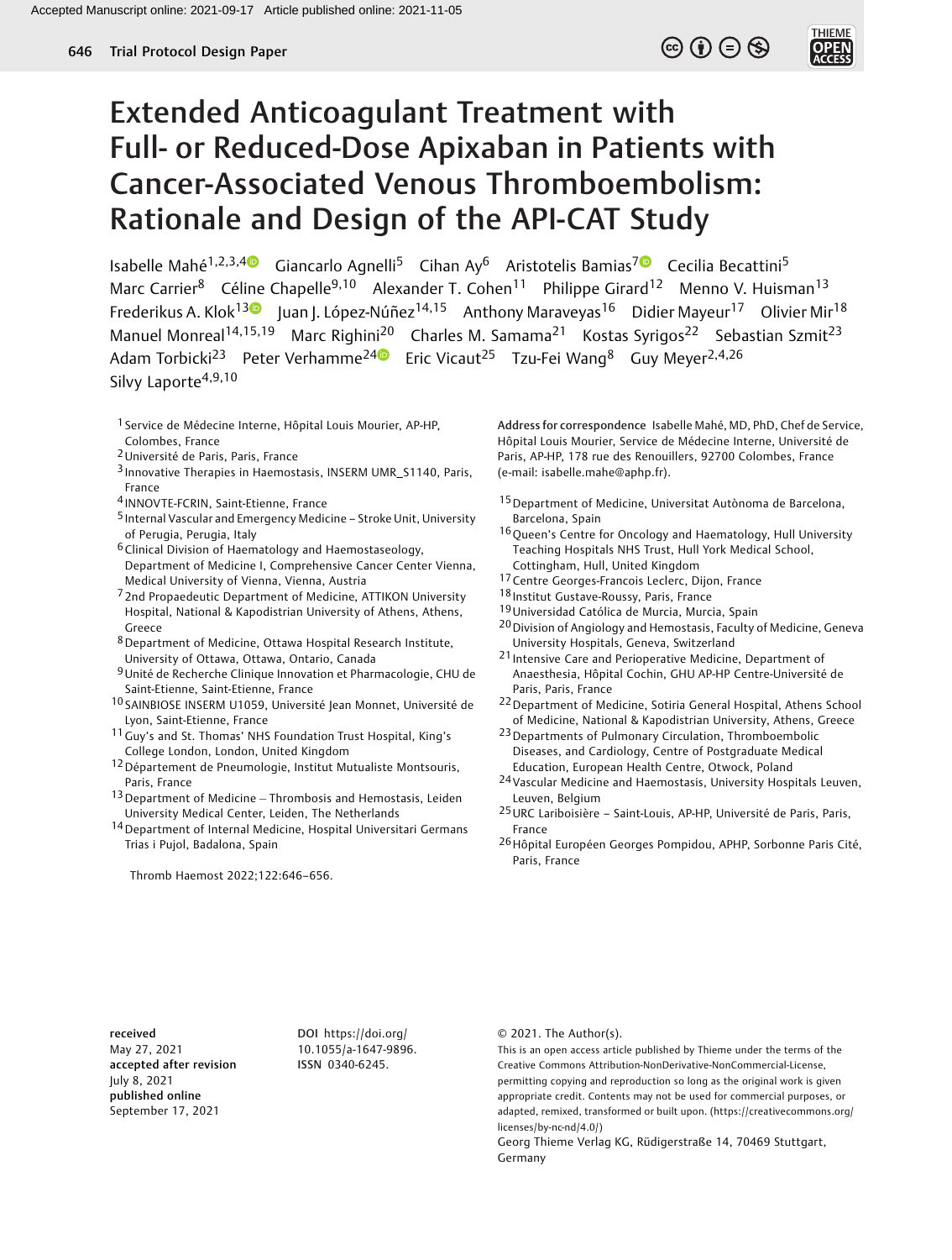Trial Protocol Design Paper

# Extended Anticoagulant Treatment with Full- or Reduced-Dose Apixaban in Patients with Cancer-Associated Venous Thromboembolism: Rationale and Design of the API-CAT Study

Isabelle Mahé[1,2,3,4] Giancarlo Agnelli[5] Cihan Ay[6] Aristotelis Bamias[7] Cecilia Becattini[5] Marc Carrier[8] Céline Chapelle[9,10] Alexander T. Cohen[11] Philippe Girard[12] Menno V. Huisman[13] Frederikus A. Klok[13] Juan J. López-Núñez[14,15] Anthony Maraveyas[16] Didier Mayeur[17] Olivier Mir[18] Manuel Monreal[14,15,19] Marc Righini[20] Charles M. Samama[21] Kostas Syrigos[22] Sebastian Szmit[23] Adam Torbicki[23] Peter Verhamme[24] Eric Vicaut[25] Tzu-Fei Wang[8] Guy Meyer[2,4,26] Silvy Laporte[4,9,10]

[1] Service de Médecine Interne, Hôpital Louis Mourier, AP-HP, Colombes, France
[2] Université de Paris, Paris, France
[3] Innovative Therapies in Haemostasis, INSERM UMR_S1140, Paris, France
[4] INNOVTE-FCRIN, Saint-Etienne, France
[5] Internal Vascular and Emergency Medicine – Stroke Unit, University of Perugia, Perugia, Italy
[6] Clinical Division of Haematology and Haemostaseology, Department of Medicine I, Comprehensive Cancer Center Vienna, Medical University of Vienna, Vienna, Austria
[7] 2nd Propaedeutic Department of Medicine, ATTIKON University Hospital, National & Kapodistrian University of Athens, Athens, Greece
[8] Department of Medicine, Ottawa Hospital Research Institute, University of Ottawa, Ottawa, Ontario, Canada
[9] Unité de Recherche Clinique Innovation et Pharmacologie, CHU de Saint-Etienne, Saint-Etienne, France
[10] SAINBIOSE INSERM U1059, Université Jean Monnet, Université de Lyon, Saint-Etienne, France
[11] Guy's and St. Thomas' NHS Foundation Trust Hospital, King's College London, London, United Kingdom
[12] Département de Pneumologie, Institut Mutualiste Montsouris, Paris, France
[13] Department of Medicine – Thrombosis and Hemostasis, Leiden University Medical Center, Leiden, The Netherlands
[14] Department of Internal Medicine, Hospital Universitari Germans Trias i Pujol, Badalona, Spain
[15] Department of Medicine, Universitat Autònoma de Barcelona, Barcelona, Spain
[16] Queen's Centre for Oncology and Haematology, Hull University Teaching Hospitals NHS Trust, Hull York Medical School, Cottingham, Hull, United Kingdom
[17] Centre Georges-Francois Leclerc, Dijon, France
[18] Institut Gustave-Roussy, Paris, France
[19] Universidad Católica de Murcia, Murcia, Spain
[20] Division of Angiology and Hemostasis, Faculty of Medicine, Geneva University Hospitals, Geneva, Switzerland
[21] Intensive Care and Perioperative Medicine, Department of Anaesthesia, Hôpital Cochin, GHU AP-HP Centre-Université de Paris, Paris, France
[22] Department of Medicine, Sotiria General Hospital, Athens School of Medicine, National & Kapodistrian University, Athens, Greece
[23] Departments of Pulmonary Circulation, Thromboembolic Diseases, and Cardiology, Centre of Postgraduate Medical Education, European Health Centre, Otwock, Poland
[24] Vascular Medicine and Haemostasis, University Hospitals Leuven, Leuven, Belgium
[25] URC Lariboisière – Saint-Louis, AP-HP, Université de Paris, Paris, France
[26] Hôpital Européen Georges Pompidou, APHP, Sorbonne Paris Cité, Paris, France

**Address for correspondence** Isabelle Mahé, MD, PhD, Chef de Service, Hôpital Louis Mourier, Service de Médecine Interne, Université de Paris, AP-HP, 178 rue des Renouillers, 92700 Colombes, France (e-mail: isabelle.mahe@aphp.fr).

Thromb Haemost 2022;122:646–656.

**received** May 27, 2021
**accepted after revision** July 8, 2021
**published online** September 17, 2021

**DOI** https://doi.org/10.1055/a-1647-9896.
**ISSN** 0340-6245.

© 2021. The Author(s).
This is an open access article published by Thieme under the terms of the Creative Commons Attribution-NonDerivative-NonCommercial-License, permitting copying and reproduction so long as the original work is given appropriate credit. Contents may not be used for commercial purposes, or adapted, remixed, transformed or built upon. (https://creativecommons.org/licenses/by-nc-nd/4.0/)
Georg Thieme Verlag KG, Rüdigerstraße 14, 70469 Stuttgart, Germany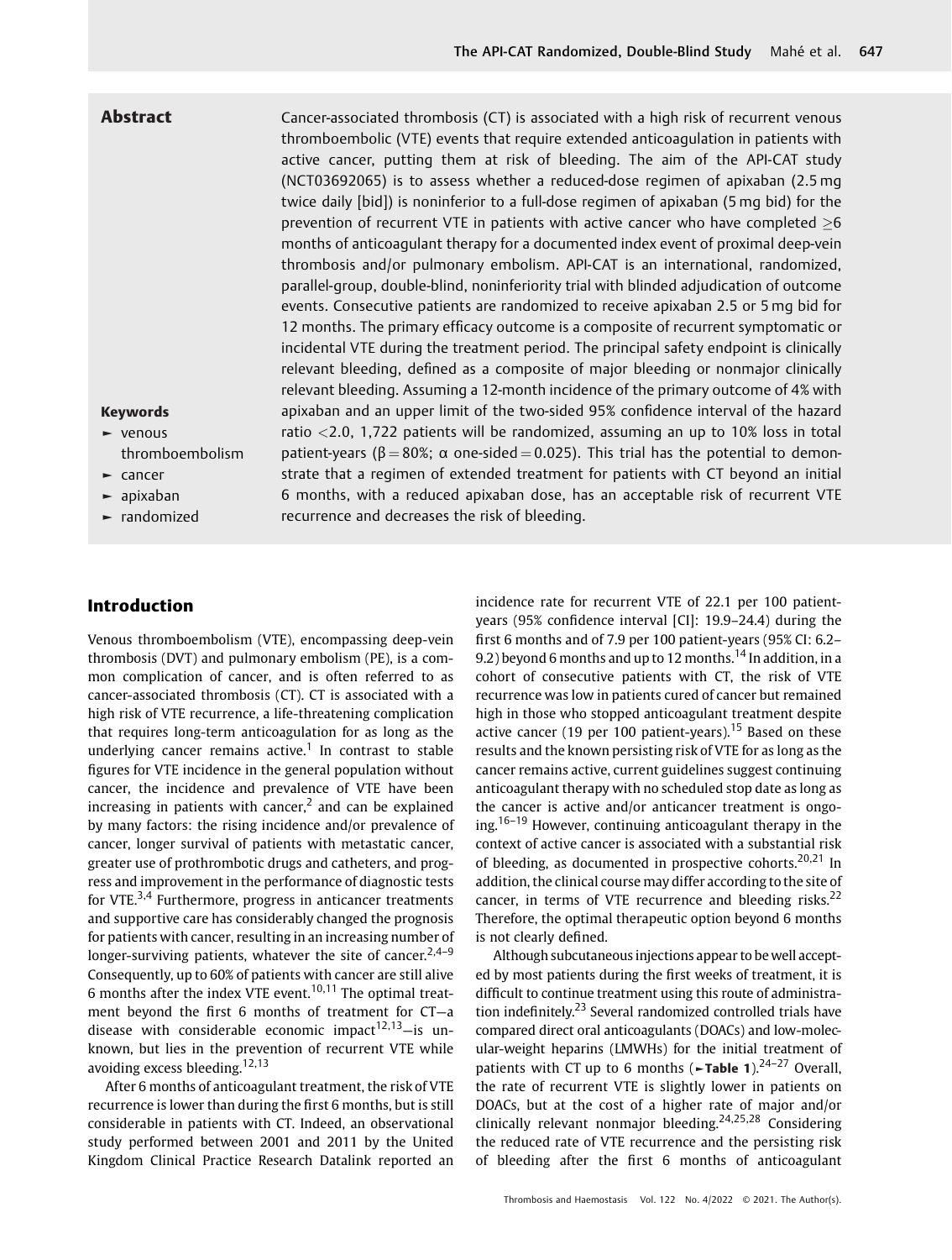## Abstract

Cancer-associated thrombosis (CT) is associated with a high risk of recurrent venous thromboembolic (VTE) events that require extended anticoagulation in patients with active cancer, putting them at risk of bleeding. The aim of the API-CAT study (NCT03692065) is to assess whether a reduced-dose regimen of apixaban (2.5 mg twice daily [bid]) is noninferior to a full-dose regimen of apixaban (5 mg bid) for the prevention of recurrent VTE in patients with active cancer who have completed ≥6 months of anticoagulant therapy for a documented index event of proximal deep-vein thrombosis and/or pulmonary embolism. API-CAT is an international, randomized, parallel-group, double-blind, noninferiority trial with blinded adjudication of outcome events. Consecutive patients are randomized to receive apixaban 2.5 or 5 mg bid for 12 months. The primary efficacy outcome is a composite of recurrent symptomatic or incidental VTE during the treatment period. The principal safety endpoint is clinically relevant bleeding, defined as a composite of major bleeding or nonmajor clinically relevant bleeding. Assuming a 12-month incidence of the primary outcome of 4% with apixaban and an upper limit of the two-sided 95% confidence interval of the hazard ratio <2.0, 1,722 patients will be randomized, assuming an up to 10% loss in total patient-years ($\beta = 80\%$; $\alpha$ one-sided = 0.025). This trial has the potential to demonstrate that a regimen of extended treatment for patients with CT beyond an initial 6 months, with a reduced apixaban dose, has an acceptable risk of recurrent VTE recurrence and decreases the risk of bleeding.

**Keywords**

- venous thromboembolism
- cancer
- apixaban
- randomized

## Introduction

Venous thromboembolism (VTE), encompassing deep-vein thrombosis (DVT) and pulmonary embolism (PE), is a common complication of cancer, and is often referred to as cancer-associated thrombosis (CT). CT is associated with a high risk of VTE recurrence, a life-threatening complication that requires long-term anticoagulation for as long as the underlying cancer remains active.[1] In contrast to stable figures for VTE incidence in the general population without cancer, the incidence and prevalence of VTE have been increasing in patients with cancer,[2] and can be explained by many factors: the rising incidence and/or prevalence of cancer, longer survival of patients with metastatic cancer, greater use of prothrombotic drugs and catheters, and progress and improvement in the performance of diagnostic tests for VTE.[3,4] Furthermore, progress in anticancer treatments and supportive care has considerably changed the prognosis for patients with cancer, resulting in an increasing number of longer-surviving patients, whatever the site of cancer.[2,4–9] Consequently, up to 60% of patients with cancer are still alive 6 months after the index VTE event.[10,11] The optimal treatment beyond the first 6 months of treatment for CT—a disease with considerable economic impact[12,13]—is unknown, but lies in the prevention of recurrent VTE while avoiding excess bleeding.[12,13]

After 6 months of anticoagulant treatment, the risk of VTE recurrence is lower than during the first 6 months, but is still considerable in patients with CT. Indeed, an observational study performed between 2001 and 2011 by the United Kingdom Clinical Practice Research Datalink reported an incidence rate for recurrent VTE of 22.1 per 100 patient-years (95% confidence interval [CI]: 19.9–24.4) during the first 6 months and of 7.9 per 100 patient-years (95% CI: 6.2–9.2) beyond 6 months and up to 12 months.[14] In addition, in a cohort of consecutive patients with CT, the risk of VTE recurrence was low in patients cured of cancer but remained high in those who stopped anticoagulant treatment despite active cancer (19 per 100 patient-years).[15] Based on these results and the known persisting risk of VTE for as long as the cancer remains active, current guidelines suggest continuing anticoagulant therapy with no scheduled stop date as long as the cancer is active and/or anticancer treatment is ongoing.[16–19] However, continuing anticoagulant therapy in the context of active cancer is associated with a substantial risk of bleeding, as documented in prospective cohorts.[20,21] In addition, the clinical course may differ according to the site of cancer, in terms of VTE recurrence and bleeding risks.[22] Therefore, the optimal therapeutic option beyond 6 months is not clearly defined.

Although subcutaneous injections appear to be well accepted by most patients during the first weeks of treatment, it is difficult to continue treatment using this route of administration indefinitely.[23] Several randomized controlled trials have compared direct oral anticoagulants (DOACs) and low-molecular-weight heparins (LMWHs) for the initial treatment of patients with CT up to 6 months (►**Table 1**).[24–27] Overall, the rate of recurrent VTE is slightly lower in patients on DOACs, but at the cost of a higher rate of major and/or clinically relevant nonmajor bleeding.[24,25,28] Considering the reduced rate of VTE recurrence and the persisting risk of bleeding after the first 6 months of anticoagulant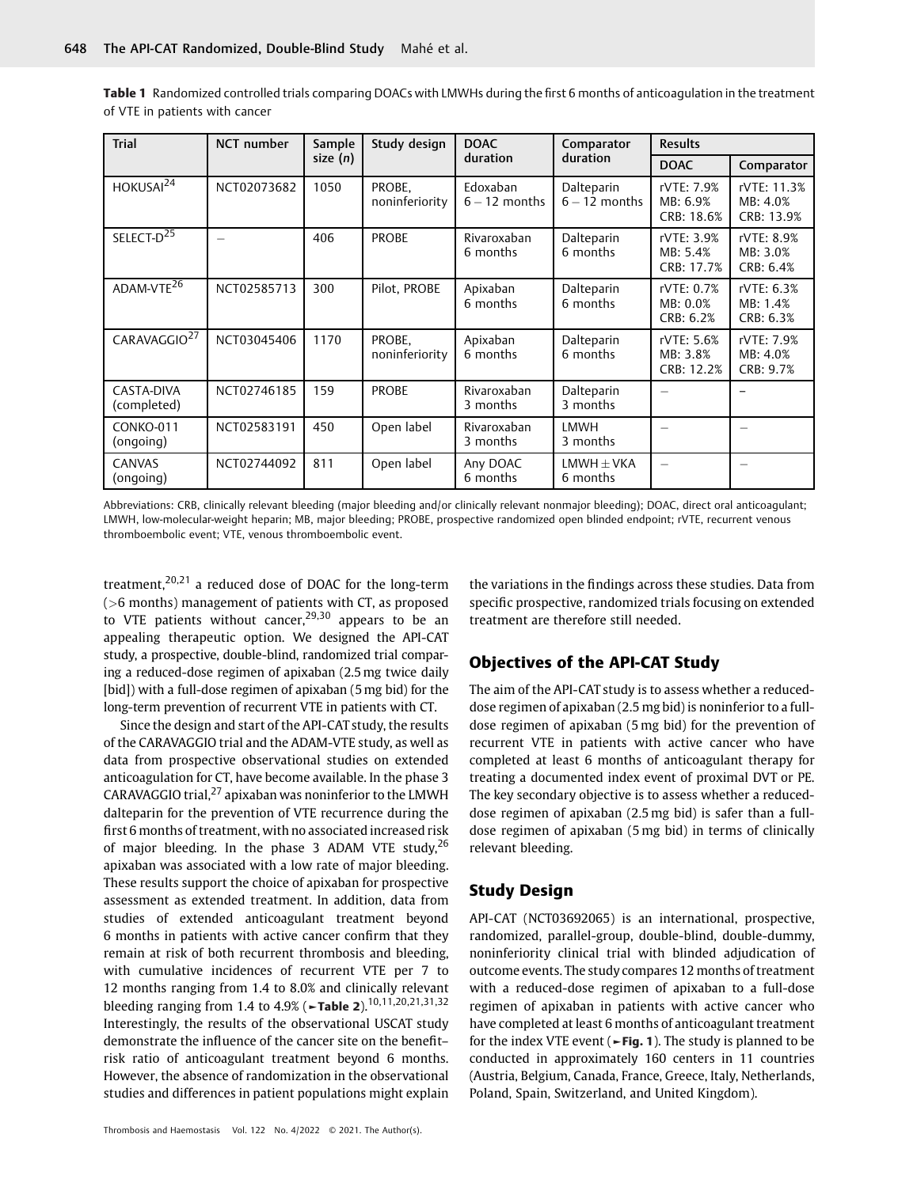**Table 1** Randomized controlled trials comparing DOACs with LMWHs during the first 6 months of anticoagulation in the treatment of VTE in patients with cancer

| Trial | NCT number | Sample size (n) | Study design | DOAC duration | Comparator duration | Results | |
|---|---|---|---|---|---|---|---|
| | | | | | | DOAC | Comparator |
| HOKUSAI[24] | NCT02073682 | 1050 | PROBE, noninferiority | Edoxaban 6 – 12 months | Dalteparin 6 – 12 months | rVTE: 7.9% MB: 6.9% CRB: 18.6% | rVTE: 11.3% MB: 4.0% CRB: 13.9% |
| SELECT-D[25] | – | 406 | PROBE | Rivaroxaban 6 months | Dalteparin 6 months | rVTE: 3.9% MB: 5.4% CRB: 17.7% | rVTE: 8.9% MB: 3.0% CRB: 6.4% |
| ADAM-VTE[26] | NCT02585713 | 300 | Pilot, PROBE | Apixaban 6 months | Dalteparin 6 months | rVTE: 0.7% MB: 0.0% CRB: 6.2% | rVTE: 6.3% MB: 1.4% CRB: 6.3% |
| CARAVAGGIO[27] | NCT03045406 | 1170 | PROBE, noninferiority | Apixaban 6 months | Dalteparin 6 months | rVTE: 5.6% MB: 3.8% CRB: 12.2% | rVTE: 7.9% MB: 4.0% CRB: 9.7% |
| CASTA-DIVA (completed) | NCT02746185 | 159 | PROBE | Rivaroxaban 3 months | Dalteparin 3 months | – | – |
| CONKO-011 (ongoing) | NCT02583191 | 450 | Open label | Rivaroxaban 3 months | LMWH 3 months | – | – |
| CANVAS (ongoing) | NCT02744092 | 811 | Open label | Any DOAC 6 months | LMWH ± VKA 6 months | – | – |

Abbreviations: CRB, clinically relevant bleeding (major bleeding and/or clinically relevant nonmajor bleeding); DOAC, direct oral anticoagulant; LMWH, low-molecular-weight heparin; MB, major bleeding; PROBE, prospective randomized open blinded endpoint; rVTE, recurrent venous thromboembolic event; VTE, venous thromboembolic event.

treatment,[20,21] a reduced dose of DOAC for the long-term (>6 months) management of patients with CT, as proposed to VTE patients without cancer,[29,30] appears to be an appealing therapeutic option. We designed the API-CAT study, a prospective, double-blind, randomized trial comparing a reduced-dose regimen of apixaban (2.5 mg twice daily [bid]) with a full-dose regimen of apixaban (5 mg bid) for the long-term prevention of recurrent VTE in patients with CT.

Since the design and start of the API-CAT study, the results of the CARAVAGGIO trial and the ADAM-VTE study, as well as data from prospective observational studies on extended anticoagulation for CT, have become available. In the phase 3 CARAVAGGIO trial,[27] apixaban was noninferior to the LMWH dalteparin for the prevention of VTE recurrence during the first 6 months of treatment, with no associated increased risk of major bleeding. In the phase 3 ADAM VTE study,[26] apixaban was associated with a low rate of major bleeding. These results support the choice of apixaban for prospective assessment as extended treatment. In addition, data from studies of extended anticoagulant treatment beyond 6 months in patients with active cancer confirm that they remain at risk of both recurrent thrombosis and bleeding, with cumulative incidences of recurrent VTE per 7 to 12 months ranging from 1.4 to 8.0% and clinically relevant bleeding ranging from 1.4 to 4.9% (►**Table 2**).[10,11,20,21,31,32] Interestingly, the results of the observational USCAT study demonstrate the influence of the cancer site on the benefit–risk ratio of anticoagulant treatment beyond 6 months. However, the absence of randomization in the observational studies and differences in patient populations might explain the variations in the findings across these studies. Data from specific prospective, randomized trials focusing on extended treatment are therefore still needed.

## Objectives of the API-CAT Study

The aim of the API-CAT study is to assess whether a reduced-dose regimen of apixaban (2.5 mg bid) is noninferior to a full-dose regimen of apixaban (5 mg bid) for the prevention of recurrent VTE in patients with active cancer who have completed at least 6 months of anticoagulant therapy for treating a documented index event of proximal DVT or PE. The key secondary objective is to assess whether a reduced-dose regimen of apixaban (2.5 mg bid) is safer than a full-dose regimen of apixaban (5 mg bid) in terms of clinically relevant bleeding.

## Study Design

API-CAT (NCT03692065) is an international, prospective, randomized, parallel-group, double-blind, double-dummy, noninferiority clinical trial with blinded adjudication of outcome events. The study compares 12 months of treatment with a reduced-dose regimen of apixaban to a full-dose regimen of apixaban in patients with active cancer who have completed at least 6 months of anticoagulant treatment for the index VTE event (►**Fig. 1**). The study is planned to be conducted in approximately 160 centers in 11 countries (Austria, Belgium, Canada, France, Greece, Italy, Netherlands, Poland, Spain, Switzerland, and United Kingdom).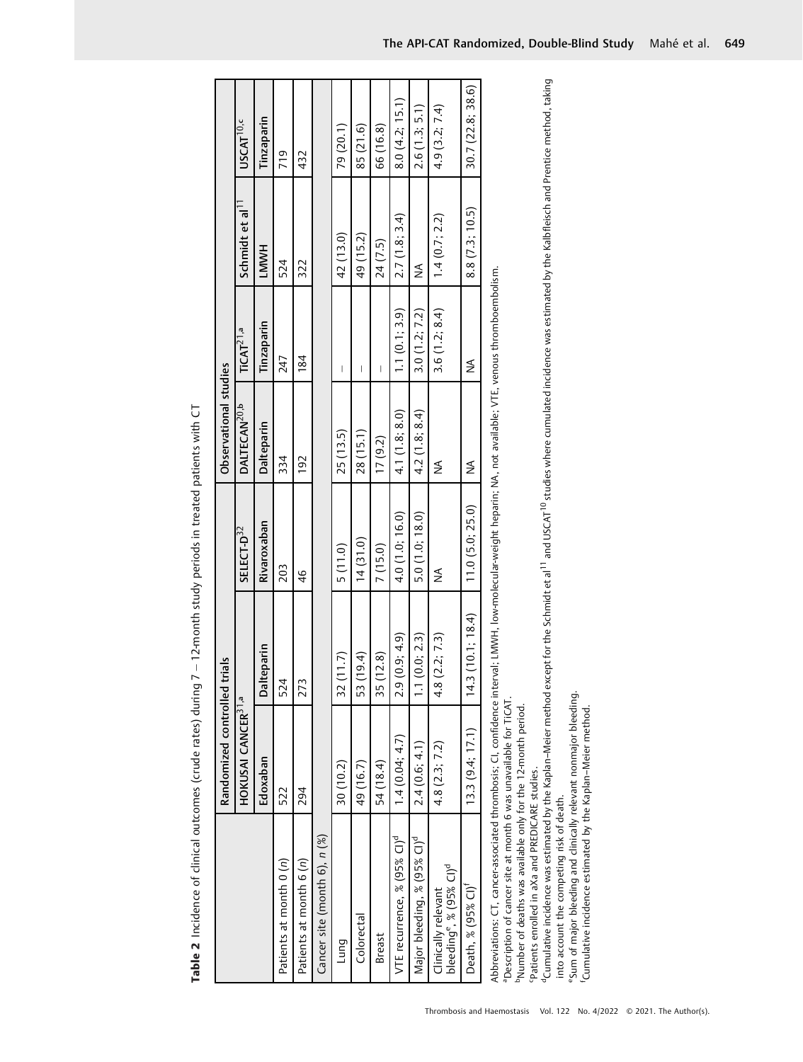**Table 2** Incidence of clinical outcomes (crude rates) during 7 – 12-month study periods in treated patients with CT

| | Randomized controlled trials | | | Observational studies | | | |
|---|---|---|---|---|---|---|---|
| | HOKUSAI CANCER[31,a] | | SELECT-D[32] | DALTECAN[20,b] | TiCAT[21,a] | Schmidt et al[11] | USCAT[10,c] |
| | Edoxaban | Dalteparin | Rivaroxaban | Dalteparin | Tinzaparin | LMWH | Tinzaparin |
| Patients at month 0 (*n*) | 522 | 524 | 203 | 334 | 247 | 524 | 719 |
| Patients at month 6 (*n*) | 294 | 273 | 46 | 192 | 184 | 322 | 432 |
| Cancer site (month 6), *n* (%) | | | | | | | |
| Lung | 30 (10.2) | 32 (11.7) | 5 (11.0) | 25 (13.5) | – | 42 (13.0) | 79 (20.1) |
| Colorectal | 49 (16.7) | 53 (19.4) | 14 (31.0) | 28 (15.1) | – | 49 (15.2) | 85 (21.6) |
| Breast | 54 (18.4) | 35 (12.8) | 7 (15.0) | 17 (9.2) | – | 24 (7.5) | 66 (16.8) |
| VTE recurrence, % (95% CI)[d] | 1.4 (0.04; 4.7) | 2.9 (0.9; 4.9) | 4.0 (1.0; 16.0) | 4.1 (1.8; 8.0) | 1.1 (0.1; 3.9) | 2.7 (1.8; 3.4) | 8.0 (4.2; 15.1) |
| Major bleeding, % (95% CI)[d] | 2.4 (0.6; 4.1) | 1.1 (0.0; 2.3) | 5.0 (1.0; 18.0) | 4.2 (1.8; 8.4) | 3.0 (1.2; 7.2) | NA | 2.6 (1.3; 5.1) |
| Clinically relevant bleeding[e], % (95% CI)[d] | 4.8 (2.3; 7.2) | 4.8 (2.2; 7.3) | NA | NA | 3.6 (1.2; 8.4) | 1.4 (0.7; 2.2) | 4.9 (3.2; 7.4) |
| Death, % (95% CI)[f] | 13.3 (9.4; 17.1) | 14.3 (10.1; 18.4) | 11.0 (5.0; 25.0) | NA | NA | 8.8 (7.3; 10.5) | 30.7 (22.8; 38.6) |

Abbreviations: CT, cancer-associated thrombosis; CI, confidence interval; LMWH, low-molecular-weight heparin; NA, not available; VTE, venous thromboembolism.
[a]Description of cancer site at month 6 was unavailable for TiCAT.
[b]Number of deaths was available only for the 12-month period.
[c]Patients enrolled in aXa and PREDICARE studies.
[d]Cumulative incidence was estimated by the Kaplan–Meier method except for the Schmidt et al[11] and USCAT[10] studies where cumulated incidence was estimated by the Kalbfleisch and Prentice method, taking into account the competing risk of death.
[e]Sum of major bleeding and clinically relevant nonmajor bleeding.
[f]Cumulative incidence estimated by the Kaplan–Meier method.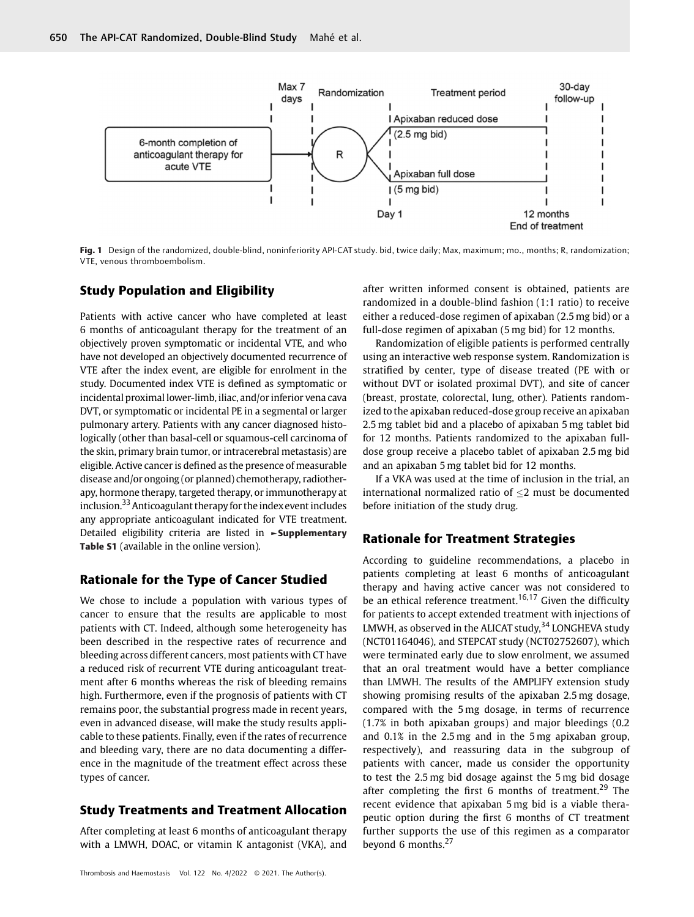Fig. 1 Design of the randomized, double-blind, noninferiority API-CAT study. bid, twice daily; Max, maximum; mo., months; R, randomization; VTE, venous thromboembolism.

## Study Population and Eligibility

Patients with active cancer who have completed at least 6 months of anticoagulant therapy for the treatment of an objectively proven symptomatic or incidental VTE, and who have not developed an objectively documented recurrence of VTE after the index event, are eligible for enrolment in the study. Documented index VTE is defined as symptomatic or incidental proximal lower-limb, iliac, and/or inferior vena cava DVT, or symptomatic or incidental PE in a segmental or larger pulmonary artery. Patients with any cancer diagnosed histologically (other than basal-cell or squamous-cell carcinoma of the skin, primary brain tumor, or intracerebral metastasis) are eligible. Active cancer is defined as the presence of measurable disease and/or ongoing (or planned) chemotherapy, radiotherapy, hormone therapy, targeted therapy, or immunotherapy at inclusion.[33] Anticoagulant therapy for the index event includes any appropriate anticoagulant indicated for VTE treatment. Detailed eligibility criteria are listed in ►**Supplementary Table S1** (available in the online version).

## Rationale for the Type of Cancer Studied

We chose to include a population with various types of cancer to ensure that the results are applicable to most patients with CT. Indeed, although some heterogeneity has been described in the respective rates of recurrence and bleeding across different cancers, most patients with CT have a reduced risk of recurrent VTE during anticoagulant treatment after 6 months whereas the risk of bleeding remains high. Furthermore, even if the prognosis of patients with CT remains poor, the substantial progress made in recent years, even in advanced disease, will make the study results applicable to these patients. Finally, even if the rates of recurrence and bleeding vary, there are no data documenting a difference in the magnitude of the treatment effect across these types of cancer.

## Study Treatments and Treatment Allocation

After completing at least 6 months of anticoagulant therapy with a LMWH, DOAC, or vitamin K antagonist (VKA), and after written informed consent is obtained, patients are randomized in a double-blind fashion (1:1 ratio) to receive either a reduced-dose regimen of apixaban (2.5 mg bid) or a full-dose regimen of apixaban (5 mg bid) for 12 months.

Randomization of eligible patients is performed centrally using an interactive web response system. Randomization is stratified by center, type of disease treated (PE with or without DVT or isolated proximal DVT), and site of cancer (breast, prostate, colorectal, lung, other). Patients randomized to the apixaban reduced-dose group receive an apixaban 2.5 mg tablet bid and a placebo of apixaban 5 mg tablet bid for 12 months. Patients randomized to the apixaban full-dose group receive a placebo tablet of apixaban 2.5 mg bid and an apixaban 5 mg tablet bid for 12 months.

If a VKA was used at the time of inclusion in the trial, an international normalized ratio of $\leq 2$ must be documented before initiation of the study drug.

## Rationale for Treatment Strategies

According to guideline recommendations, a placebo in patients completing at least 6 months of anticoagulant therapy and having active cancer was not considered to be an ethical reference treatment.[16,17] Given the difficulty for patients to accept extended treatment with injections of LMWH, as observed in the ALICAT study,[34] LONGHEVA study (NCT01164046), and STEPCAT study (NCT02752607), which were terminated early due to slow enrolment, we assumed that an oral treatment would have a better compliance than LMWH. The results of the AMPLIFY extension study showing promising results of the apixaban 2.5 mg dosage, compared with the 5 mg dosage, in terms of recurrence (1.7% in both apixaban groups) and major bleedings (0.2 and 0.1% in the 2.5 mg and in the 5 mg apixaban group, respectively), and reassuring data in the subgroup of patients with cancer, made us consider the opportunity to test the 2.5 mg bid dosage against the 5 mg bid dosage after completing the first 6 months of treatment.[29] The recent evidence that apixaban 5 mg bid is a viable therapeutic option during the first 6 months of CT treatment further supports the use of this regimen as a comparator beyond 6 months.[27]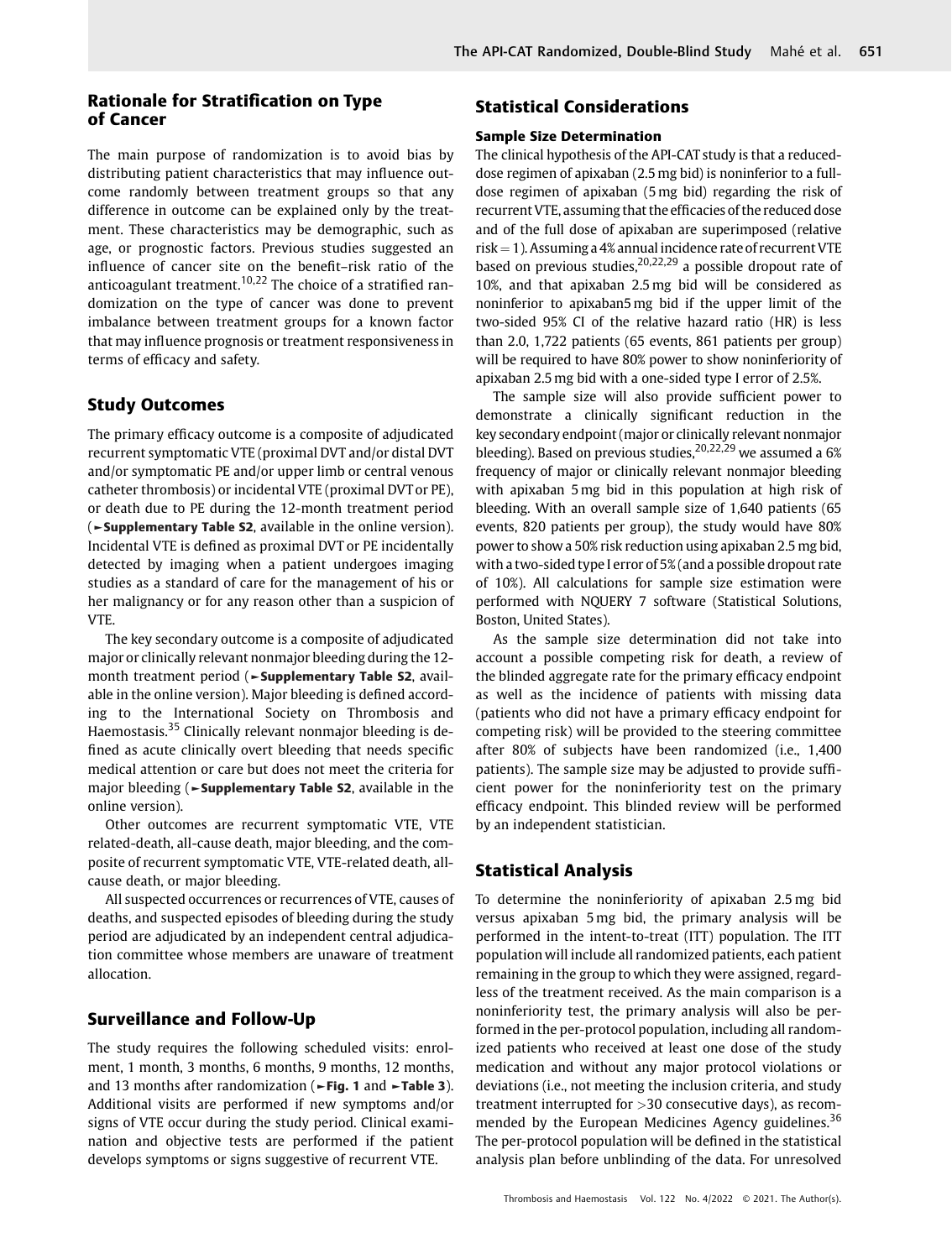## Rationale for Stratification on Type of Cancer

The main purpose of randomization is to avoid bias by distributing patient characteristics that may influence outcome randomly between treatment groups so that any difference in outcome can be explained only by the treatment. These characteristics may be demographic, such as age, or prognostic factors. Previous studies suggested an influence of cancer site on the benefit–risk ratio of the anticoagulant treatment.[10,22] The choice of a stratified randomization on the type of cancer was done to prevent imbalance between treatment groups for a known factor that may influence prognosis or treatment responsiveness in terms of efficacy and safety.

## Study Outcomes

The primary efficacy outcome is a composite of adjudicated recurrent symptomatic VTE (proximal DVT and/or distal DVT and/or symptomatic PE and/or upper limb or central venous catheter thrombosis) or incidental VTE (proximal DVT or PE), or death due to PE during the 12-month treatment period (►**Supplementary Table S2**, available in the online version). Incidental VTE is defined as proximal DVT or PE incidentally detected by imaging when a patient undergoes imaging studies as a standard of care for the management of his or her malignancy or for any reason other than a suspicion of VTE.

The key secondary outcome is a composite of adjudicated major or clinically relevant nonmajor bleeding during the 12-month treatment period (►**Supplementary Table S2**, available in the online version). Major bleeding is defined according to the International Society on Thrombosis and Haemostasis.[35] Clinically relevant nonmajor bleeding is defined as acute clinically overt bleeding that needs specific medical attention or care but does not meet the criteria for major bleeding (►**Supplementary Table S2**, available in the online version).

Other outcomes are recurrent symptomatic VTE, VTE related-death, all-cause death, major bleeding, and the composite of recurrent symptomatic VTE, VTE-related death, all-cause death, or major bleeding.

All suspected occurrences or recurrences of VTE, causes of deaths, and suspected episodes of bleeding during the study period are adjudicated by an independent central adjudication committee whose members are unaware of treatment allocation.

## Surveillance and Follow-Up

The study requires the following scheduled visits: enrolment, 1 month, 3 months, 6 months, 9 months, 12 months, and 13 months after randomization (►**Fig. 1** and ►**Table 3**). Additional visits are performed if new symptoms and/or signs of VTE occur during the study period. Clinical examination and objective tests are performed if the patient develops symptoms or signs suggestive of recurrent VTE.

## Statistical Considerations

### Sample Size Determination

The clinical hypothesis of the API-CAT study is that a reduced-dose regimen of apixaban (2.5 mg bid) is noninferior to a full-dose regimen of apixaban (5 mg bid) regarding the risk of recurrent VTE, assuming that the efficacies of the reduced dose and of the full dose of apixaban are superimposed (relative risk = 1). Assuming a 4% annual incidence rate of recurrent VTE based on previous studies,[20,22,29] a possible dropout rate of 10%, and that apixaban 2.5 mg bid will be considered as noninferior to apixaban5 mg bid if the upper limit of the two-sided 95% CI of the relative hazard ratio (HR) is less than 2.0, 1,722 patients (65 events, 861 patients per group) will be required to have 80% power to show noninferiority of apixaban 2.5 mg bid with a one-sided type I error of 2.5%.

The sample size will also provide sufficient power to demonstrate a clinically significant reduction in the key secondary endpoint (major or clinically relevant nonmajor bleeding). Based on previous studies,[20,22,29] we assumed a 6% frequency of major or clinically relevant nonmajor bleeding with apixaban 5 mg bid in this population at high risk of bleeding. With an overall sample size of 1,640 patients (65 events, 820 patients per group), the study would have 80% power to show a 50% risk reduction using apixaban 2.5 mg bid, with a two-sided type I error of 5% (and a possible dropout rate of 10%). All calculations for sample size estimation were performed with NQUERY 7 software (Statistical Solutions, Boston, United States).

As the sample size determination did not take into account a possible competing risk for death, a review of the blinded aggregate rate for the primary efficacy endpoint as well as the incidence of patients with missing data (patients who did not have a primary efficacy endpoint for competing risk) will be provided to the steering committee after 80% of subjects have been randomized (i.e., 1,400 patients). The sample size may be adjusted to provide sufficient power for the noninferiority test on the primary efficacy endpoint. This blinded review will be performed by an independent statistician.

## Statistical Analysis

To determine the noninferiority of apixaban 2.5 mg bid versus apixaban 5 mg bid, the primary analysis will be performed in the intent-to-treat (ITT) population. The ITT population will include all randomized patients, each patient remaining in the group to which they were assigned, regardless of the treatment received. As the main comparison is a noninferiority test, the primary analysis will also be performed in the per-protocol population, including all randomized patients who received at least one dose of the study medication and without any major protocol violations or deviations (i.e., not meeting the inclusion criteria, and study treatment interrupted for >30 consecutive days), as recommended by the European Medicines Agency guidelines.[36] The per-protocol population will be defined in the statistical analysis plan before unblinding of the data. For unresolved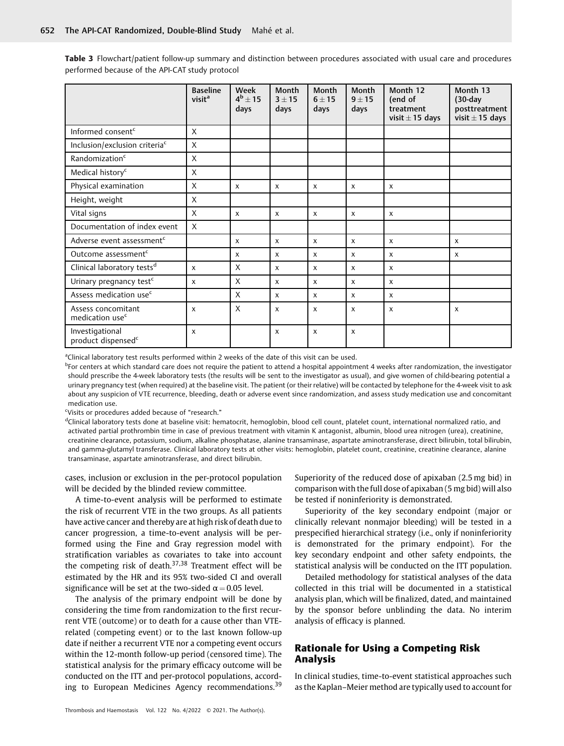**Table 3** Flowchart/patient follow-up summary and distinction between procedures associated with usual care and procedures performed because of the API-CAT study protocol

| | Baseline visit[a] | Week 4[b] ± 15 days | Month 3 ± 15 days | Month 6 ± 15 days | Month 9 ± 15 days | Month 12 (end of treatment visit ± 15 days | Month 13 (30-day posttreatment visit ± 15 days |
|---|---|---|---|---|---|---|---|
| Informed consent[c] | X | | | | | | |
| Inclusion/exclusion criteria[c] | X | | | | | | |
| Randomization[c] | X | | | | | | |
| Medical history[c] | X | | | | | | |
| Physical examination | X | x | x | x | x | x | |
| Height, weight | X | | | | | | |
| Vital signs | X | x | x | x | x | x | |
| Documentation of index event | X | | | | | | |
| Adverse event assessment[c] | | x | x | x | x | x | x |
| Outcome assessment[c] | | x | x | x | x | x | x |
| Clinical laboratory tests[d] | x | X | x | x | x | x | |
| Urinary pregnancy test[c] | x | X | x | x | x | x | |
| Assess medication use[c] | | X | x | x | x | x | |
| Assess concomitant medication use[c] | x | X | x | x | x | x | x |
| Investigational product dispensed[c] | x | | x | x | x | | |

[a]Clinical laboratory test results performed within 2 weeks of the date of this visit can be used.

[b]For centers at which standard care does not require the patient to attend a hospital appointment 4 weeks after randomization, the investigator should prescribe the 4-week laboratory tests (the results will be sent to the investigator as usual), and give women of child-bearing potential a urinary pregnancy test (when required) at the baseline visit. The patient (or their relative) will be contacted by telephone for the 4-week visit to ask about any suspicion of VTE recurrence, bleeding, death or adverse event since randomization, and assess study medication use and concomitant medication use.

[c]Visits or procedures added because of "research."

[d]Clinical laboratory tests done at baseline visit: hematocrit, hemoglobin, blood cell count, platelet count, international normalized ratio, and activated partial prothrombin time in case of previous treatment with vitamin K antagonist, albumin, blood urea nitrogen (urea), creatinine, creatinine clearance, potassium, sodium, alkaline phosphatase, alanine transaminase, aspartate aminotransferase, direct bilirubin, total bilirubin, and gamma-glutamyl transferase. Clinical laboratory tests at other visits: hemoglobin, platelet count, creatinine, creatinine clearance, alanine transaminase, aspartate aminotransferase, and direct bilirubin.

cases, inclusion or exclusion in the per-protocol population will be decided by the blinded review committee.

A time-to-event analysis will be performed to estimate the risk of recurrent VTE in the two groups. As all patients have active cancer and thereby are at high risk of death due to cancer progression, a time-to-event analysis will be performed using the Fine and Gray regression model with stratification variables as covariates to take into account the competing risk of death.[37,38] Treatment effect will be estimated by the HR and its 95% two-sided CI and overall significance will be set at the two-sided $\alpha = 0.05$ level.

The analysis of the primary endpoint will be done by considering the time from randomization to the first recurrent VTE (outcome) or to death for a cause other than VTE-related (competing event) or to the last known follow-up date if neither a recurrent VTE nor a competing event occurs within the 12-month follow-up period (censored time). The statistical analysis for the primary efficacy outcome will be conducted on the ITT and per-protocol populations, according to European Medicines Agency recommendations.[39] Superiority of the reduced dose of apixaban (2.5 mg bid) in comparison with the full dose of apixaban (5 mg bid) will also be tested if noninferiority is demonstrated.

Superiority of the key secondary endpoint (major or clinically relevant nonmajor bleeding) will be tested in a prespecified hierarchical strategy (i.e., only if noninferiority is demonstrated for the primary endpoint). For the key secondary endpoint and other safety endpoints, the statistical analysis will be conducted on the ITT population.

Detailed methodology for statistical analyses of the data collected in this trial will be documented in a statistical analysis plan, which will be finalized, dated, and maintained by the sponsor before unblinding the data. No interim analysis of efficacy is planned.

## Rationale for Using a Competing Risk Analysis

In clinical studies, time-to-event statistical approaches such as the Kaplan–Meier method are typically used to account for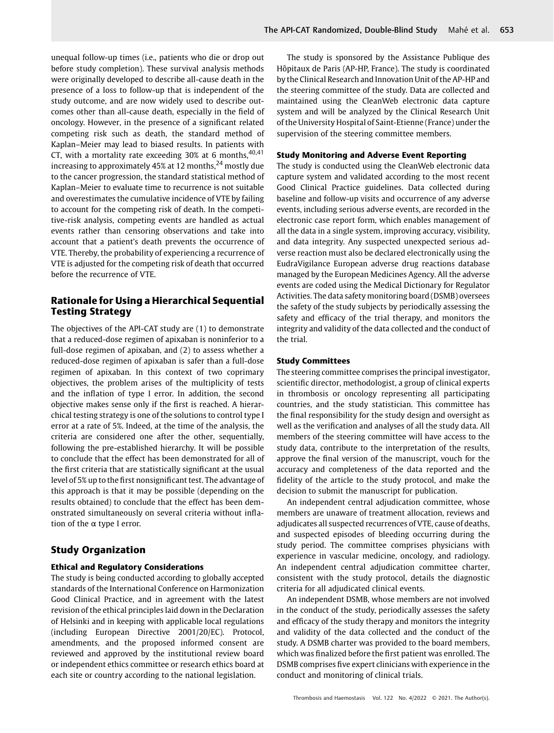unequal follow-up times (i.e., patients who die or drop out before study completion). These survival analysis methods were originally developed to describe all-cause death in the presence of a loss to follow-up that is independent of the study outcome, and are now widely used to describe outcomes other than all-cause death, especially in the field of oncology. However, in the presence of a significant related competing risk such as death, the standard method of Kaplan–Meier may lead to biased results. In patients with CT, with a mortality rate exceeding 30% at 6 months,[40,41] increasing to approximately 45% at 12 months,[24] mostly due to the cancer progression, the standard statistical method of Kaplan–Meier to evaluate time to recurrence is not suitable and overestimates the cumulative incidence of VTE by failing to account for the competing risk of death. In the competitive-risk analysis, competing events are handled as actual events rather than censoring observations and take into account that a patient's death prevents the occurrence of VTE. Thereby, the probability of experiencing a recurrence of VTE is adjusted for the competing risk of death that occurred before the recurrence of VTE.

## Rationale for Using a Hierarchical Sequential Testing Strategy

The objectives of the API-CAT study are (1) to demonstrate that a reduced-dose regimen of apixaban is noninferior to a full-dose regimen of apixaban, and (2) to assess whether a reduced-dose regimen of apixaban is safer than a full-dose regimen of apixaban. In this context of two coprimary objectives, the problem arises of the multiplicity of tests and the inflation of type I error. In addition, the second objective makes sense only if the first is reached. A hierarchical testing strategy is one of the solutions to control type I error at a rate of 5%. Indeed, at the time of the analysis, the criteria are considered one after the other, sequentially, following the pre-established hierarchy. It will be possible to conclude that the effect has been demonstrated for all of the first criteria that are statistically significant at the usual level of 5% up to the first nonsignificant test. The advantage of this approach is that it may be possible (depending on the results obtained) to conclude that the effect has been demonstrated simultaneously on several criteria without inflation of the $\alpha$ type I error.

## Study Organization

### Ethical and Regulatory Considerations

The study is being conducted according to globally accepted standards of the International Conference on Harmonization Good Clinical Practice, and in agreement with the latest revision of the ethical principles laid down in the Declaration of Helsinki and in keeping with applicable local regulations (including European Directive 2001/20/EC). Protocol, amendments, and the proposed informed consent are reviewed and approved by the institutional review board or independent ethics committee or research ethics board at each site or country according to the national legislation.

The study is sponsored by the Assistance Publique des Hôpitaux de Paris (AP-HP, France). The study is coordinated by the Clinical Research and Innovation Unit of the AP-HP and the steering committee of the study. Data are collected and maintained using the CleanWeb electronic data capture system and will be analyzed by the Clinical Research Unit of the University Hospital of Saint-Etienne (France) under the supervision of the steering committee members.

### Study Monitoring and Adverse Event Reporting

The study is conducted using the CleanWeb electronic data capture system and validated according to the most recent Good Clinical Practice guidelines. Data collected during baseline and follow-up visits and occurrence of any adverse events, including serious adverse events, are recorded in the electronic case report form, which enables management of all the data in a single system, improving accuracy, visibility, and data integrity. Any suspected unexpected serious adverse reaction must also be declared electronically using the EudraVigilance European adverse drug reactions database managed by the European Medicines Agency. All the adverse events are coded using the Medical Dictionary for Regulator Activities. The data safety monitoring board (DSMB) oversees the safety of the study subjects by periodically assessing the safety and efficacy of the trial therapy, and monitors the integrity and validity of the data collected and the conduct of the trial.

### Study Committees

The steering committee comprises the principal investigator, scientific director, methodologist, a group of clinical experts in thrombosis or oncology representing all participating countries, and the study statistician. This committee has the final responsibility for the study design and oversight as well as the verification and analyses of all the study data. All members of the steering committee will have access to the study data, contribute to the interpretation of the results, approve the final version of the manuscript, vouch for the accuracy and completeness of the data reported and the fidelity of the article to the study protocol, and make the decision to submit the manuscript for publication.

An independent central adjudication committee, whose members are unaware of treatment allocation, reviews and adjudicates all suspected recurrences of VTE, cause of deaths, and suspected episodes of bleeding occurring during the study period. The committee comprises physicians with experience in vascular medicine, oncology, and radiology. An independent central adjudication committee charter, consistent with the study protocol, details the diagnostic criteria for all adjudicated clinical events.

An independent DSMB, whose members are not involved in the conduct of the study, periodically assesses the safety and efficacy of the study therapy and monitors the integrity and validity of the data collected and the conduct of the study. A DSMB charter was provided to the board members, which was finalized before the first patient was enrolled. The DSMB comprises five expert clinicians with experience in the conduct and monitoring of clinical trials.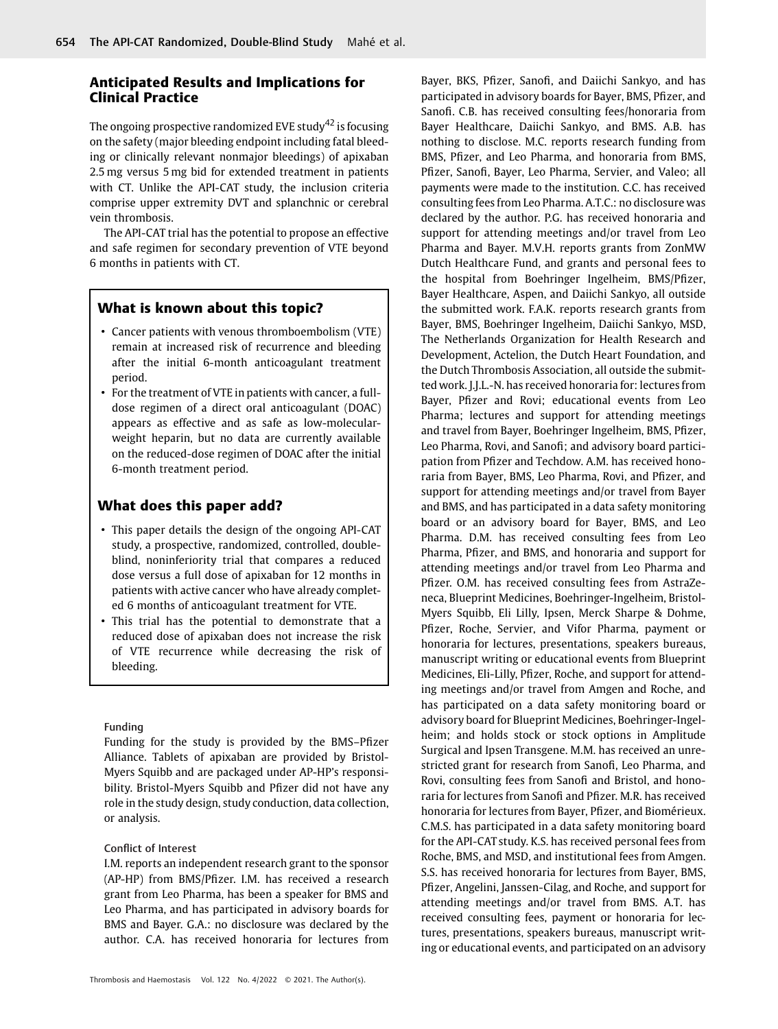## Anticipated Results and Implications for Clinical Practice

The ongoing prospective randomized EVE study[42] is focusing on the safety (major bleeding endpoint including fatal bleeding or clinically relevant nonmajor bleedings) of apixaban 2.5 mg versus 5 mg bid for extended treatment in patients with CT. Unlike the API-CAT study, the inclusion criteria comprise upper extremity DVT and splanchnic or cerebral vein thrombosis.

The API-CAT trial has the potential to propose an effective and safe regimen for secondary prevention of VTE beyond 6 months in patients with CT.

### What is known about this topic?

- Cancer patients with venous thromboembolism (VTE) remain at increased risk of recurrence and bleeding after the initial 6-month anticoagulant treatment period.
- For the treatment of VTE in patients with cancer, a full-dose regimen of a direct oral anticoagulant (DOAC) appears as effective and as safe as low-molecular-weight heparin, but no data are currently available on the reduced-dose regimen of DOAC after the initial 6-month treatment period.

### What does this paper add?

- This paper details the design of the ongoing API-CAT study, a prospective, randomized, controlled, double-blind, noninferiority trial that compares a reduced dose versus a full dose of apixaban for 12 months in patients with active cancer who have already completed 6 months of anticoagulant treatment for VTE.
- This trial has the potential to demonstrate that a reduced dose of apixaban does not increase the risk of VTE recurrence while decreasing the risk of bleeding.

#### Funding

Funding for the study is provided by the BMS–Pfizer Alliance. Tablets of apixaban are provided by Bristol-Myers Squibb and are packaged under AP-HP's responsibility. Bristol-Myers Squibb and Pfizer did not have any role in the study design, study conduction, data collection, or analysis.

#### Conflict of Interest

I.M. reports an independent research grant to the sponsor (AP-HP) from BMS/Pfizer. I.M. has received a research grant from Leo Pharma, has been a speaker for BMS and Leo Pharma, and has participated in advisory boards for BMS and Bayer. G.A.: no disclosure was declared by the author. C.A. has received honoraria for lectures from Bayer, BKS, Pfizer, Sanofi, and Daiichi Sankyo, and has participated in advisory boards for Bayer, BMS, Pfizer, and Sanofi. C.B. has received consulting fees/honoraria from Bayer Healthcare, Daiichi Sankyo, and BMS. A.B. has nothing to disclose. M.C. reports research funding from BMS, Pfizer, and Leo Pharma, and honoraria from BMS, Pfizer, Sanofi, Bayer, Leo Pharma, Servier, and Valeo; all payments were made to the institution. C.C. has received consulting fees from Leo Pharma. A.T.C.: no disclosure was declared by the author. P.G. has received honoraria and support for attending meetings and/or travel from Leo Pharma and Bayer. M.V.H. reports grants from ZonMW Dutch Healthcare Fund, and grants and personal fees to the hospital from Boehringer Ingelheim, BMS/Pfizer, Bayer Healthcare, Aspen, and Daiichi Sankyo, all outside the submitted work. F.A.K. reports research grants from Bayer, BMS, Boehringer Ingelheim, Daiichi Sankyo, MSD, The Netherlands Organization for Health Research and Development, Actelion, the Dutch Heart Foundation, and the Dutch Thrombosis Association, all outside the submitted work. J.J.L.-N. has received honoraria for: lectures from Bayer, Pfizer and Rovi; educational events from Leo Pharma; lectures and support for attending meetings and travel from Bayer, Boehringer Ingelheim, BMS, Pfizer, Leo Pharma, Rovi, and Sanofi; and advisory board participation from Pfizer and Techdow. A.M. has received honoraria from Bayer, BMS, Leo Pharma, Rovi, and Pfizer, and support for attending meetings and/or travel from Bayer and BMS, and has participated in a data safety monitoring board or an advisory board for Bayer, BMS, and Leo Pharma. D.M. has received consulting fees from Leo Pharma, Pfizer, and BMS, and honoraria and support for attending meetings and/or travel from Leo Pharma and Pfizer. O.M. has received consulting fees from AstraZeneca, Blueprint Medicines, Boehringer-Ingelheim, Bristol-Myers Squibb, Eli Lilly, Ipsen, Merck Sharpe & Dohme, Pfizer, Roche, Servier, and Vifor Pharma, payment or honoraria for lectures, presentations, speakers bureaus, manuscript writing or educational events from Blueprint Medicines, Eli-Lilly, Pfizer, Roche, and support for attending meetings and/or travel from Amgen and Roche, and has participated on a data safety monitoring board or advisory board for Blueprint Medicines, Boehringer-Ingelheim; and holds stock or stock options in Amplitude Surgical and Ipsen Transgene. M.M. has received an unrestricted grant for research from Sanofi, Leo Pharma, and Rovi, consulting fees from Sanofi and Bristol, and honoraria for lectures from Sanofi and Pfizer. M.R. has received honoraria for lectures from Bayer, Pfizer, and Biomérieux. C.M.S. has participated in a data safety monitoring board for the API-CAT study. K.S. has received personal fees from Roche, BMS, and MSD, and institutional fees from Amgen. S.S. has received honoraria for lectures from Bayer, BMS, Pfizer, Angelini, Janssen-Cilag, and Roche, and support for attending meetings and/or travel from BMS. A.T. has received consulting fees, payment or honoraria for lectures, presentations, speakers bureaus, manuscript writing or educational events, and participated on an advisory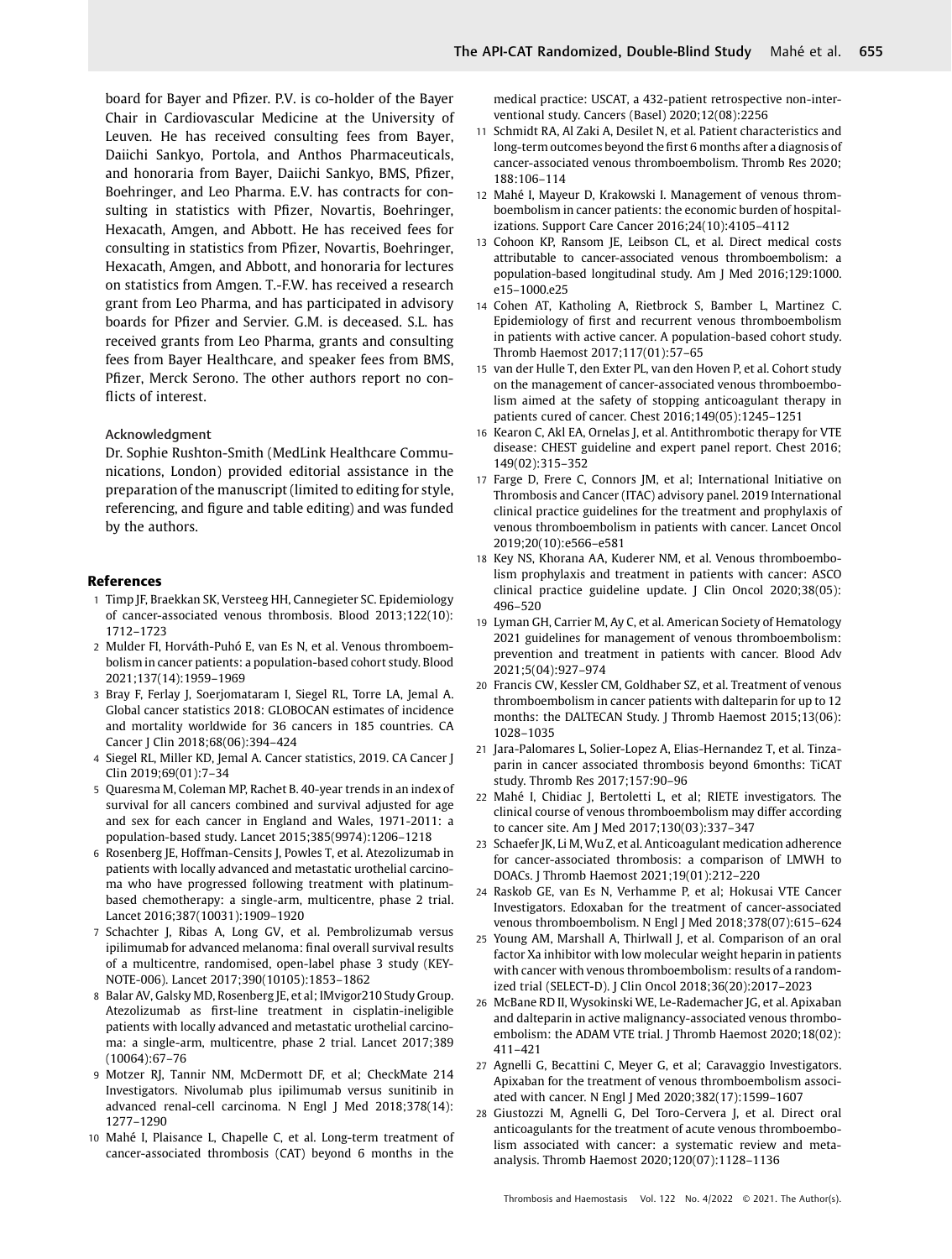board for Bayer and Pfizer. P.V. is co-holder of the Bayer Chair in Cardiovascular Medicine at the University of Leuven. He has received consulting fees from Bayer, Daiichi Sankyo, Portola, and Anthos Pharmaceuticals, and honoraria from Bayer, Daiichi Sankyo, BMS, Pfizer, Boehringer, and Leo Pharma. E.V. has contracts for consulting in statistics with Pfizer, Novartis, Boehringer, Hexacath, Amgen, and Abbott. He has received fees for consulting in statistics from Pfizer, Novartis, Boehringer, Hexacath, Amgen, and Abbott, and honoraria for lectures on statistics from Amgen. T.-F.W. has received a research grant from Leo Pharma, and has participated in advisory boards for Pfizer and Servier. G.M. is deceased. S.L. has received grants from Leo Pharma, grants and consulting fees from Bayer Healthcare, and speaker fees from BMS, Pfizer, Merck Serono. The other authors report no conflicts of interest.

### Acknowledgment

Dr. Sophie Rushton-Smith (MedLink Healthcare Communications, London) provided editorial assistance in the preparation of the manuscript (limited to editing for style, referencing, and figure and table editing) and was funded by the authors.

## References

1. Timp JF, Braekkan SK, Versteeg HH, Cannegieter SC. Epidemiology of cancer-associated venous thrombosis. Blood 2013;122(10):1712–1723
2. Mulder FI, Horváth-Puhó E, van Es N, et al. Venous thromboembolism in cancer patients: a population-based cohort study. Blood 2021;137(14):1959–1969
3. Bray F, Ferlay J, Soerjomataram I, Siegel RL, Torre LA, Jemal A. Global cancer statistics 2018: GLOBOCAN estimates of incidence and mortality worldwide for 36 cancers in 185 countries. CA Cancer J Clin 2018;68(06):394–424
4. Siegel RL, Miller KD, Jemal A. Cancer statistics, 2019. CA Cancer J Clin 2019;69(01):7–34
5. Quaresma M, Coleman MP, Rachet B. 40-year trends in an index of survival for all cancers combined and survival adjusted for age and sex for each cancer in England and Wales, 1971-2011: a population-based study. Lancet 2015;385(9974):1206–1218
6. Rosenberg JE, Hoffman-Censits J, Powles T, et al. Atezolizumab in patients with locally advanced and metastatic urothelial carcinoma who have progressed following treatment with platinum-based chemotherapy: a single-arm, multicentre, phase 2 trial. Lancet 2016;387(10031):1909–1920
7. Schachter J, Ribas A, Long GV, et al. Pembrolizumab versus ipilimumab for advanced melanoma: final overall survival results of a multicentre, randomised, open-label phase 3 study (KEYNOTE-006). Lancet 2017;390(10105):1853–1862
8. Balar AV, Galsky MD, Rosenberg JE, et al; IMvigor210 Study Group. Atezolizumab as first-line treatment in cisplatin-ineligible patients with locally advanced and metastatic urothelial carcinoma: a single-arm, multicentre, phase 2 trial. Lancet 2017;389(10064):67–76
9. Motzer RJ, Tannir NM, McDermott DF, et al; CheckMate 214 Investigators. Nivolumab plus ipilimumab versus sunitinib in advanced renal-cell carcinoma. N Engl J Med 2018;378(14):1277–1290
10. Mahé I, Plaisance L, Chapelle C, et al. Long-term treatment of cancer-associated thrombosis (CAT) beyond 6 months in the medical practice: USCAT, a 432-patient retrospective non-interventional study. Cancers (Basel) 2020;12(08):2256
11. Schmidt RA, Al Zaki A, Desilet N, et al. Patient characteristics and long-term outcomes beyond the first 6 months after a diagnosis of cancer-associated venous thromboembolism. Thromb Res 2020;188:106–114
12. Mahé I, Mayeur D, Krakowski I. Management of venous thromboembolism in cancer patients: the economic burden of hospitalizations. Support Care Cancer 2016;24(10):4105–4112
13. Cohoon KP, Ransom JE, Leibson CL, et al. Direct medical costs attributable to cancer-associated venous thromboembolism: a population-based longitudinal study. Am J Med 2016;129:1000.e15–1000.e25
14. Cohen AT, Katholing A, Rietbrock S, Bamber L, Martinez C. Epidemiology of first and recurrent venous thromboembolism in patients with active cancer. A population-based cohort study. Thromb Haemost 2017;117(01):57–65
15. van der Hulle T, den Exter PL, van den Hoven P, et al. Cohort study on the management of cancer-associated venous thromboembolism aimed at the safety of stopping anticoagulant therapy in patients cured of cancer. Chest 2016;149(05):1245–1251
16. Kearon C, Akl EA, Ornelas J, et al. Antithrombotic therapy for VTE disease: CHEST guideline and expert panel report. Chest 2016;149(02):315–352
17. Farge D, Frere C, Connors JM, et al; International Initiative on Thrombosis and Cancer (ITAC) advisory panel. 2019 International clinical practice guidelines for the treatment and prophylaxis of venous thromboembolism in patients with cancer. Lancet Oncol 2019;20(10):e566–e581
18. Key NS, Khorana AA, Kuderer NM, et al. Venous thromboembolism prophylaxis and treatment in patients with cancer: ASCO clinical practice guideline update. J Clin Oncol 2020;38(05):496–520
19. Lyman GH, Carrier M, Ay C, et al. American Society of Hematology 2021 guidelines for management of venous thromboembolism: prevention and treatment in patients with cancer. Blood Adv 2021;5(04):927–974
20. Francis CW, Kessler CM, Goldhaber SZ, et al. Treatment of venous thromboembolism in cancer patients with dalteparin for up to 12 months: the DALTECAN Study. J Thromb Haemost 2015;13(06):1028–1035
21. Jara-Palomares L, Solier-Lopez A, Elias-Hernandez T, et al. Tinzaparin in cancer associated thrombosis beyond 6months: TiCAT study. Thromb Res 2017;157:90–96
22. Mahé I, Chidiac J, Bertoletti L, et al; RIETE investigators. The clinical course of venous thromboembolism may differ according to cancer site. Am J Med 2017;130(03):337–347
23. Schaefer JK, Li M, Wu Z, et al. Anticoagulant medication adherence for cancer-associated thrombosis: a comparison of LMWH to DOACs. J Thromb Haemost 2021;19(01):212–220
24. Raskob GE, van Es N, Verhamme P, et al; Hokusai VTE Cancer Investigators. Edoxaban for the treatment of cancer-associated venous thromboembolism. N Engl J Med 2018;378(07):615–624
25. Young AM, Marshall A, Thirlwall J, et al. Comparison of an oral factor Xa inhibitor with low molecular weight heparin in patients with cancer with venous thromboembolism: results of a randomized trial (SELECT-D). J Clin Oncol 2018;36(20):2017–2023
26. McBane RD II, Wysokinski WE, Le-Rademacher JG, et al. Apixaban and dalteparin in active malignancy-associated venous thromboembolism: the ADAM VTE trial. J Thromb Haemost 2020;18(02):411–421
27. Agnelli G, Becattini C, Meyer G, et al; Caravaggio Investigators. Apixaban for the treatment of venous thromboembolism associated with cancer. N Engl J Med 2020;382(17):1599–1607
28. Giustozzi M, Agnelli G, Del Toro-Cervera J, et al. Direct oral anticoagulants for the treatment of acute venous thromboembolism associated with cancer: a systematic review and meta-analysis. Thromb Haemost 2020;120(07):1128–1136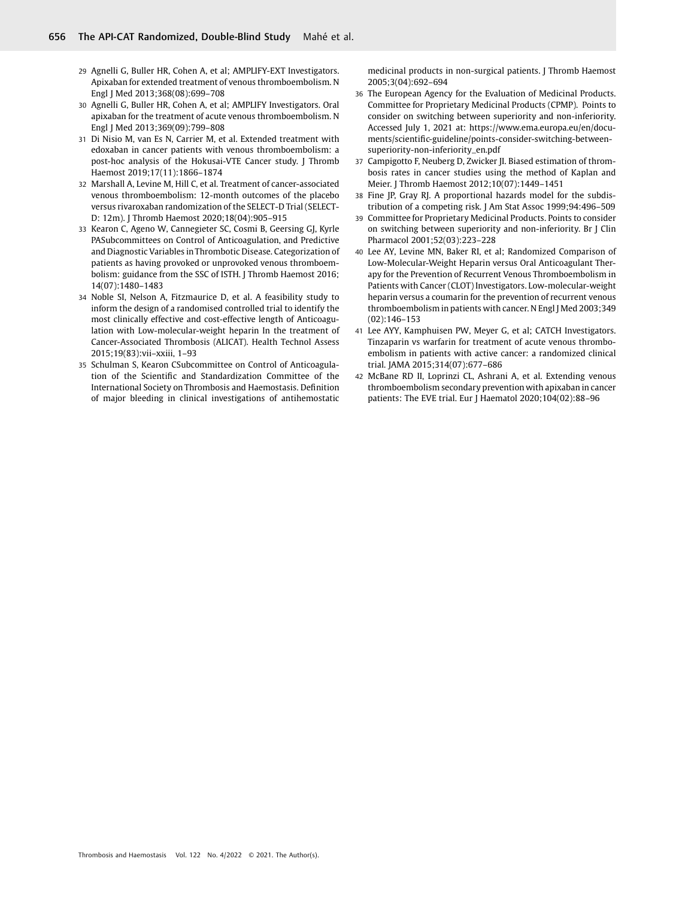29 Agnelli G, Buller HR, Cohen A, et al; AMPLIFY-EXT Investigators. Apixaban for extended treatment of venous thromboembolism. N Engl J Med 2013;368(08):699–708

30 Agnelli G, Buller HR, Cohen A, et al; AMPLIFY Investigators. Oral apixaban for the treatment of acute venous thromboembolism. N Engl J Med 2013;369(09):799–808

31 Di Nisio M, van Es N, Carrier M, et al. Extended treatment with edoxaban in cancer patients with venous thromboembolism: a post-hoc analysis of the Hokusai-VTE Cancer study. J Thromb Haemost 2019;17(11):1866–1874

32 Marshall A, Levine M, Hill C, et al. Treatment of cancer-associated venous thromboembolism: 12-month outcomes of the placebo versus rivaroxaban randomization of the SELECT-D Trial (SELECT-D: 12m). J Thromb Haemost 2020;18(04):905–915

33 Kearon C, Ageno W, Cannegieter SC, Cosmi B, Geersing GJ, Kyrle PASubcommittees on Control of Anticoagulation, and Predictive and Diagnostic Variables in Thrombotic Disease. Categorization of patients as having provoked or unprovoked venous thromboembolism: guidance from the SSC of ISTH. J Thromb Haemost 2016; 14(07):1480–1483

34 Noble SI, Nelson A, Fitzmaurice D, et al. A feasibility study to inform the design of a randomised controlled trial to identify the most clinically effective and cost-effective length of Anticoagulation with Low-molecular-weight heparin In the treatment of Cancer-Associated Thrombosis (ALICAT). Health Technol Assess 2015;19(83):vii–xxiii, 1–93

35 Schulman S, Kearon CSubcommittee on Control of Anticoagulation of the Scientific and Standardization Committee of the International Society on Thrombosis and Haemostasis. Definition of major bleeding in clinical investigations of antihemostatic medicinal products in non-surgical patients. J Thromb Haemost 2005;3(04):692–694

36 The European Agency for the Evaluation of Medicinal Products. Committee for Proprietary Medicinal Products (CPMP). Points to consider on switching between superiority and non-inferiority. Accessed July 1, 2021 at: https://www.ema.europa.eu/en/documents/scientific-guideline/points-consider-switching-between-superiority-non-inferiority_en.pdf

37 Campigotto F, Neuberg D, Zwicker JI. Biased estimation of thrombosis rates in cancer studies using the method of Kaplan and Meier. J Thromb Haemost 2012;10(07):1449–1451

38 Fine JP, Gray RJ. A proportional hazards model for the subdistribution of a competing risk. J Am Stat Assoc 1999;94:496–509

39 Committee for Proprietary Medicinal Products. Points to consider on switching between superiority and non-inferiority. Br J Clin Pharmacol 2001;52(03):223–228

40 Lee AY, Levine MN, Baker RI, et al; Randomized Comparison of Low-Molecular-Weight Heparin versus Oral Anticoagulant Therapy for the Prevention of Recurrent Venous Thromboembolism in Patients with Cancer (CLOT) Investigators. Low-molecular-weight heparin versus a coumarin for the prevention of recurrent venous thromboembolism in patients with cancer. N Engl J Med 2003;349 (02):146–153

41 Lee AYY, Kamphuisen PW, Meyer G, et al; CATCH Investigators. Tinzaparin vs warfarin for treatment of acute venous thromboembolism in patients with active cancer: a randomized clinical trial. JAMA 2015;314(07):677–686

42 McBane RD II, Loprinzi CL, Ashrani A, et al. Extending venous thromboembolism secondary prevention with apixaban in cancer patients: The EVE trial. Eur J Haematol 2020;104(02):88–96